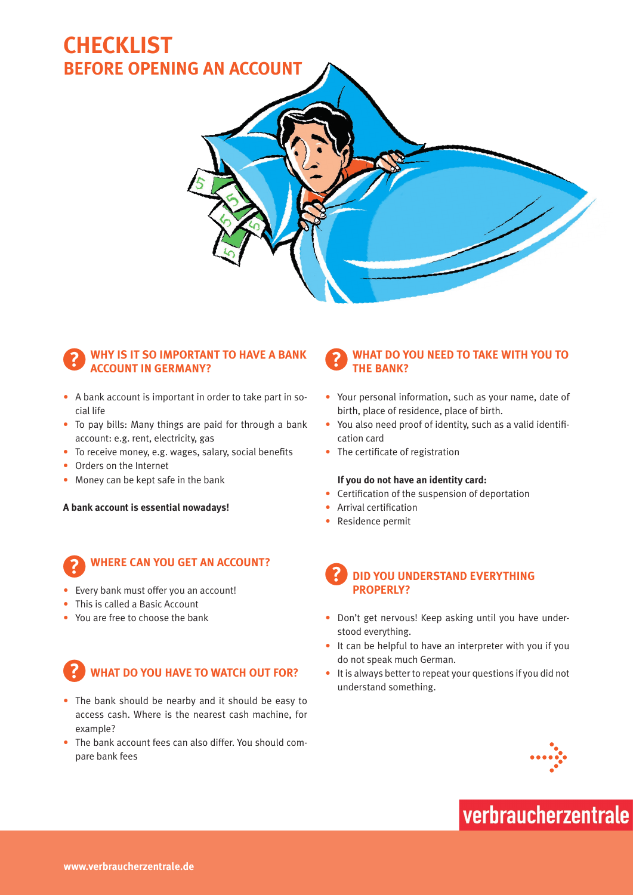# CHECKLIST
## BEFORE OPENING AN ACCOUNT

### WHY IS IT SO IMPORTANT TO HAVE A BANK ACCOUNT IN GERMANY?

- A bank account is important in order to take part in social life
- To pay bills: Many things are paid for through a bank account: e.g. rent, electricity, gas
- To receive money, e.g. wages, salary, social benefits
- Orders on the Internet
- Money can be kept safe in the bank

**A bank account is essential nowadays!**

### WHERE CAN YOU GET AN ACCOUNT?

- Every bank must offer you an account!
- This is called a Basic Account
- You are free to choose the bank

### WHAT DO YOU HAVE TO WATCH OUT FOR?

- The bank should be nearby and it should be easy to access cash. Where is the nearest cash machine, for example?
- The bank account fees can also differ. You should compare bank fees

### WHAT DO YOU NEED TO TAKE WITH YOU TO THE BANK?

- Your personal information, such as your name, date of birth, place of residence, place of birth.
- You also need proof of identity, such as a valid identification card
- The certificate of registration

**If you do not have an identity card:**

- Certification of the suspension of deportation
- Arrival certification
- Residence permit

### DID YOU UNDERSTAND EVERYTHING PROPERLY?

- Don't get nervous! Keep asking until you have understood everything.
- It can be helpful to have an interpreter with you if you do not speak much German.
- It is always better to repeat your questions if you did not understand something.

verbraucherzentrale

**www.verbraucherzentrale.de**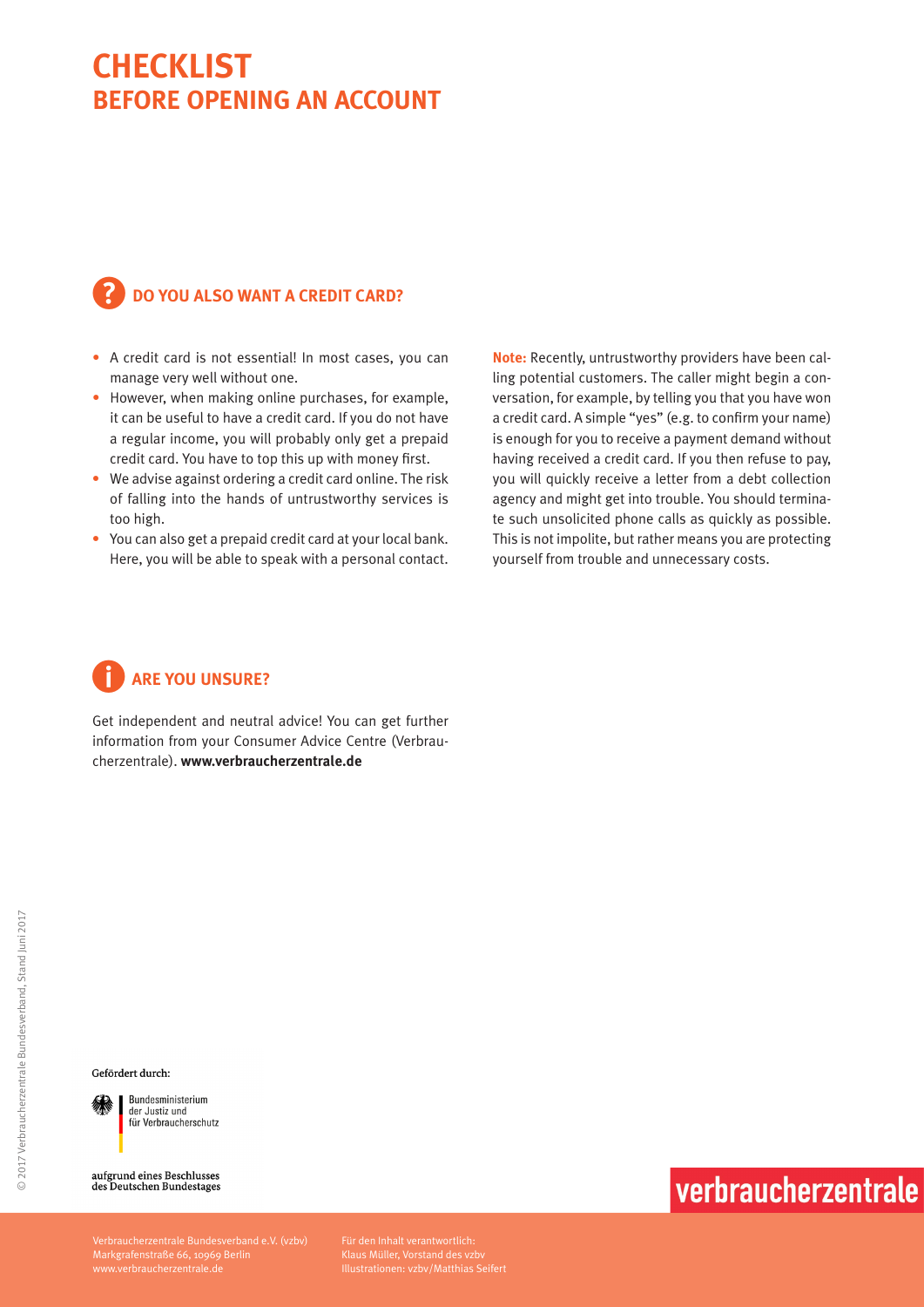# CHECKLIST
## BEFORE OPENING AN ACCOUNT

### DO YOU ALSO WANT A CREDIT CARD?

- A credit card is not essential! In most cases, you can manage very well without one.
- However, when making online purchases, for example, it can be useful to have a credit card. If you do not have a regular income, you will probably only get a prepaid credit card. You have to top this up with money first.
- We advise against ordering a credit card online. The risk of falling into the hands of untrustworthy services is too high.
- You can also get a prepaid credit card at your local bank. Here, you will be able to speak with a personal contact.

**Note:** Recently, untrustworthy providers have been calling potential customers. The caller might begin a conversation, for example, by telling you that you have won a credit card. A simple "yes" (e.g. to confirm your name) is enough for you to receive a payment demand without having received a credit card. If you then refuse to pay, you will quickly receive a letter from a debt collection agency and might get into trouble. You should terminate such unsolicited phone calls as quickly as possible. This is not impolite, but rather means you are protecting yourself from trouble and unnecessary costs.

### ARE YOU UNSURE?

Get independent and neutral advice! You can get further information from your Consumer Advice Centre (Verbraucherzentrale). **www.verbraucherzentrale.de**

© 2017 Verbraucherzentrale Bundesverband, Stand Juni 2017

Gefördert durch:

Bundesministerium der Justiz und für Verbraucherschutz

aufgrund eines Beschlusses des Deutschen Bundestages

verbraucherzentrale

Verbraucherzentrale Bundesverband e.V. (vzbv)
Markgrafenstraße 66, 10969 Berlin
www.verbraucherzentrale.de

Für den Inhalt verantwortlich:
Klaus Müller, Vorstand des vzbv
Illustrationen: vzbv/Matthias Seifert